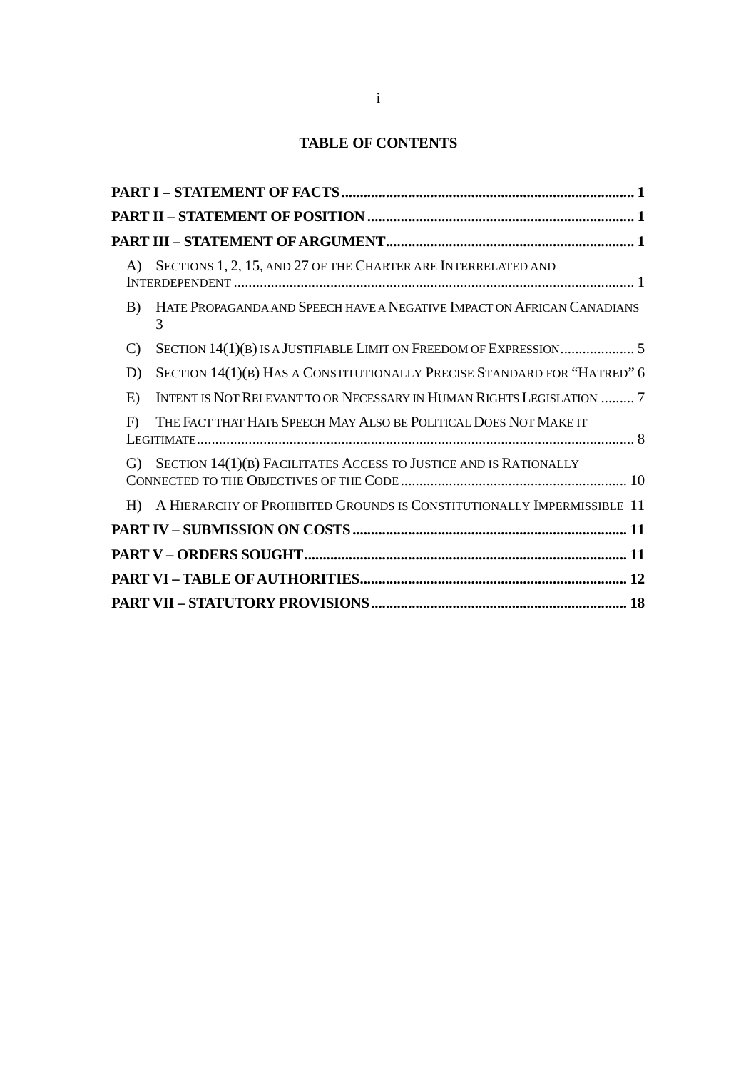## TABLE OF CONTENTS

| | |
|---|---|
| **PART I – STATEMENT OF FACTS** | **1** |
| **PART II – STATEMENT OF POSITION** | **1** |
| **PART III – STATEMENT OF ARGUMENT** | **1** |
| A) Sections 1, 2, 15, and 27 of the Charter are Interrelated and Interdependent | 1 |
| B) Hate Propaganda and Speech have a Negative Impact on African Canadians | 3 |
| C) Section 14(1)(b) is a Justifiable Limit on Freedom of Expression | 5 |
| D) Section 14(1)(b) Has a Constitutionally Precise Standard for "Hatred" | 6 |
| E) Intent is Not Relevant to or Necessary in Human Rights Legislation | 7 |
| F) The Fact that Hate Speech May Also be Political Does Not Make it Legitimate | 8 |
| G) Section 14(1)(b) Facilitates Access to Justice and is Rationally Connected to the Objectives of the Code | 10 |
| H) A Hierarchy of Prohibited Grounds is Constitutionally Impermissible | 11 |
| **PART IV – SUBMISSION ON COSTS** | **11** |
| **PART V – ORDERS SOUGHT** | **11** |
| **PART VI – TABLE OF AUTHORITIES** | **12** |
| **PART VII – STATUTORY PROVISIONS** | **18** |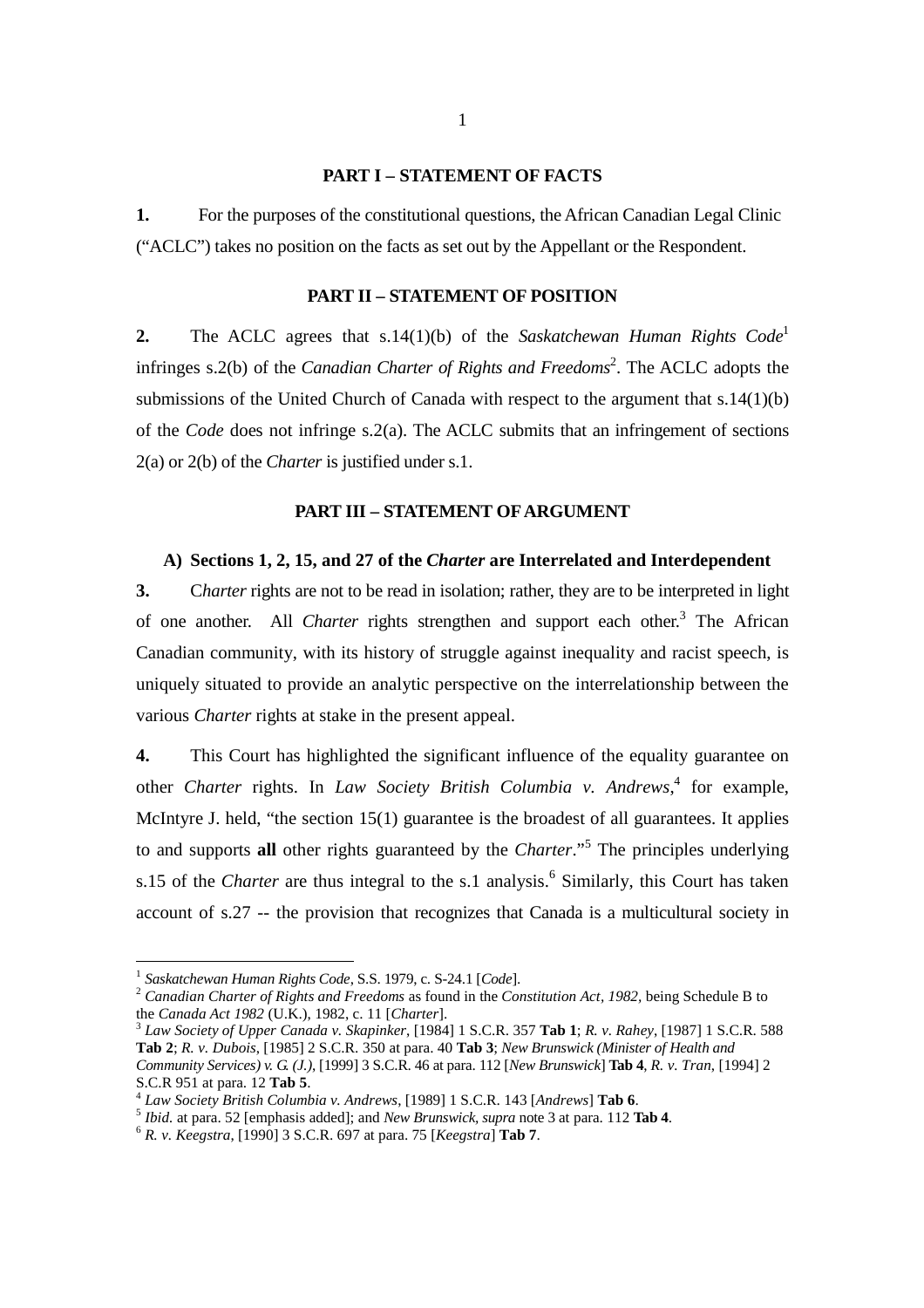## PART I – STATEMENT OF FACTS

**1.** For the purposes of the constitutional questions, the African Canadian Legal Clinic ("ACLC") takes no position on the facts as set out by the Appellant or the Respondent.

## PART II – STATEMENT OF POSITION

**2.** The ACLC agrees that s.14(1)(b) of the *Saskatchewan Human Rights Code*[1] infringes s.2(b) of the *Canadian Charter of Rights and Freedoms*[2]. The ACLC adopts the submissions of the United Church of Canada with respect to the argument that s.14(1)(b) of the *Code* does not infringe s.2(a). The ACLC submits that an infringement of sections 2(a) or 2(b) of the *Charter* is justified under s.1.

## PART III – STATEMENT OF ARGUMENT

### A) Sections 1, 2, 15, and 27 of the *Charter* are Interrelated and Interdependent

**3.** C*harter* rights are not to be read in isolation; rather, they are to be interpreted in light of one another. All *Charter* rights strengthen and support each other.[3] The African Canadian community, with its history of struggle against inequality and racist speech, is uniquely situated to provide an analytic perspective on the interrelationship between the various *Charter* rights at stake in the present appeal.

**4.** This Court has highlighted the significant influence of the equality guarantee on other *Charter* rights. In *Law Society British Columbia v. Andrews*,[4] for example, McIntyre J. held, "the section 15(1) guarantee is the broadest of all guarantees. It applies to and supports **all** other rights guaranteed by the *Charter*."[5] The principles underlying s.15 of the *Charter* are thus integral to the s.1 analysis.[6] Similarly, this Court has taken account of s.27 -- the provision that recognizes that Canada is a multicultural society in

---

[1] *Saskatchewan Human Rights Code*, S.S. 1979, c. S-24.1 [*Code*].

[2] *Canadian Charter of Rights and Freedoms* as found in the *Constitution Act, 1982*, being Schedule B to the *Canada Act 1982* (U.K.), 1982, c. 11 [*Charter*].

[3] *Law Society of Upper Canada v. Skapinker*, [1984] 1 S.C.R. 357 **Tab 1**; *R. v. Rahey*, [1987] 1 S.C.R. 588 **Tab 2**; *R. v. Dubois*, [1985] 2 S.C.R. 350 at para. 40 **Tab 3**; *New Brunswick (Minister of Health and Community Services) v. G. (J.)*, [1999] 3 S.C.R. 46 at para. 112 [*New Brunswick*] **Tab 4**, *R. v. Tran*, [1994] 2 S.C.R 951 at para. 12 **Tab 5**.

[4] *Law Society British Columbia v. Andrews*, [1989] 1 S.C.R. 143 [*Andrews*] **Tab 6**.

[5] *Ibid.* at para. 52 [emphasis added]; and *New Brunswick*, *supra* note 3 at para. 112 **Tab 4**.

[6] *R. v. Keegstra*, [1990] 3 S.C.R. 697 at para. 75 [*Keegstra*] **Tab 7**.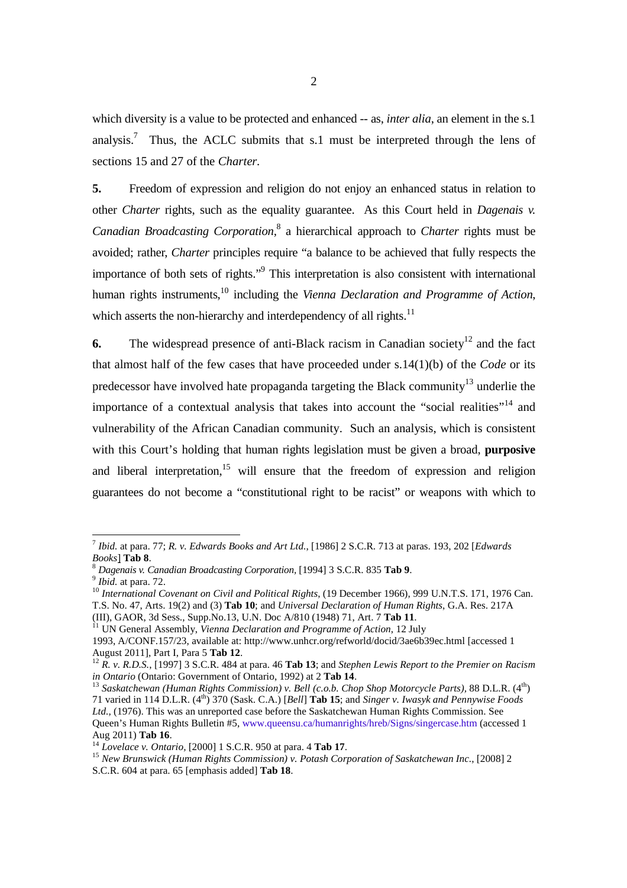which diversity is a value to be protected and enhanced -- as, *inter alia*, an element in the s.1 analysis.[7] Thus, the ACLC submits that s.1 must be interpreted through the lens of sections 15 and 27 of the *Charter*.

**5.** Freedom of expression and religion do not enjoy an enhanced status in relation to other *Charter* rights, such as the equality guarantee. As this Court held in *Dagenais v. Canadian Broadcasting Corporation*,[8] a hierarchical approach to *Charter* rights must be avoided; rather, *Charter* principles require "a balance to be achieved that fully respects the importance of both sets of rights."[9] This interpretation is also consistent with international human rights instruments,[10] including the *Vienna Declaration and Programme of Action*, which asserts the non-hierarchy and interdependency of all rights.[11]

**6.** The widespread presence of anti-Black racism in Canadian society[12] and the fact that almost half of the few cases that have proceeded under s.14(1)(b) of the *Code* or its predecessor have involved hate propaganda targeting the Black community[13] underlie the importance of a contextual analysis that takes into account the "social realities"[14] and vulnerability of the African Canadian community. Such an analysis, which is consistent with this Court's holding that human rights legislation must be given a broad, **purposive** and liberal interpretation,[15] will ensure that the freedom of expression and religion guarantees do not become a "constitutional right to be racist" or weapons with which to

---

[7] *Ibid.* at para. 77; *R. v. Edwards Books and Art Ltd.*, [1986] 2 S.C.R. 713 at paras. 193, 202 [*Edwards Books*] **Tab 8**.

[8] *Dagenais v. Canadian Broadcasting Corporation*, [1994] 3 S.C.R. 835 **Tab 9**.

[9] *Ibid.* at para. 72.

[10] *International Covenant on Civil and Political Rights*, (19 December 1966), 999 U.N.T.S. 171, 1976 Can. T.S. No. 47, Arts. 19(2) and (3) **Tab 10**; and *Universal Declaration of Human Rights*, G.A. Res. 217A (III), GAOR, 3d Sess., Supp.No.13, U.N. Doc A/810 (1948) 71, Art. 7 **Tab 11**.

[11] UN General Assembly, *Vienna Declaration and Programme of Action*, 12 July 1993, A/CONF.157/23, available at: http://www.unhcr.org/refworld/docid/3ae6b39ec.html [accessed 1 August 2011], Part I, Para 5 **Tab 12**.

[12] *R. v. R.D.S.*, [1997] 3 S.C.R. 484 at para. 46 **Tab 13**; and *Stephen Lewis Report to the Premier on Racism in Ontario* (Ontario: Government of Ontario, 1992) at 2 **Tab 14**.

[13] *Saskatchewan (Human Rights Commission) v. Bell (c.o.b. Chop Shop Motorcycle Parts)*, 88 D.L.R. (4th) 71 varied in 114 D.L.R. (4th) 370 (Sask. C.A.) [*Bell*] **Tab 15**; and *Singer v. Iwasyk and Pennywise Foods Ltd.*, (1976). This was an unreported case before the Saskatchewan Human Rights Commission. See Queen's Human Rights Bulletin #5, www.queensu.ca/humanrights/hreb/Signs/singercase.htm (accessed 1 Aug 2011) **Tab 16**.

[14] *Lovelace v. Ontario*, [2000] 1 S.C.R. 950 at para. 4 **Tab 17**.

[15] *New Brunswick (Human Rights Commission) v. Potash Corporation of Saskatchewan Inc.*, [2008] 2 S.C.R. 604 at para. 65 [emphasis added] **Tab 18**.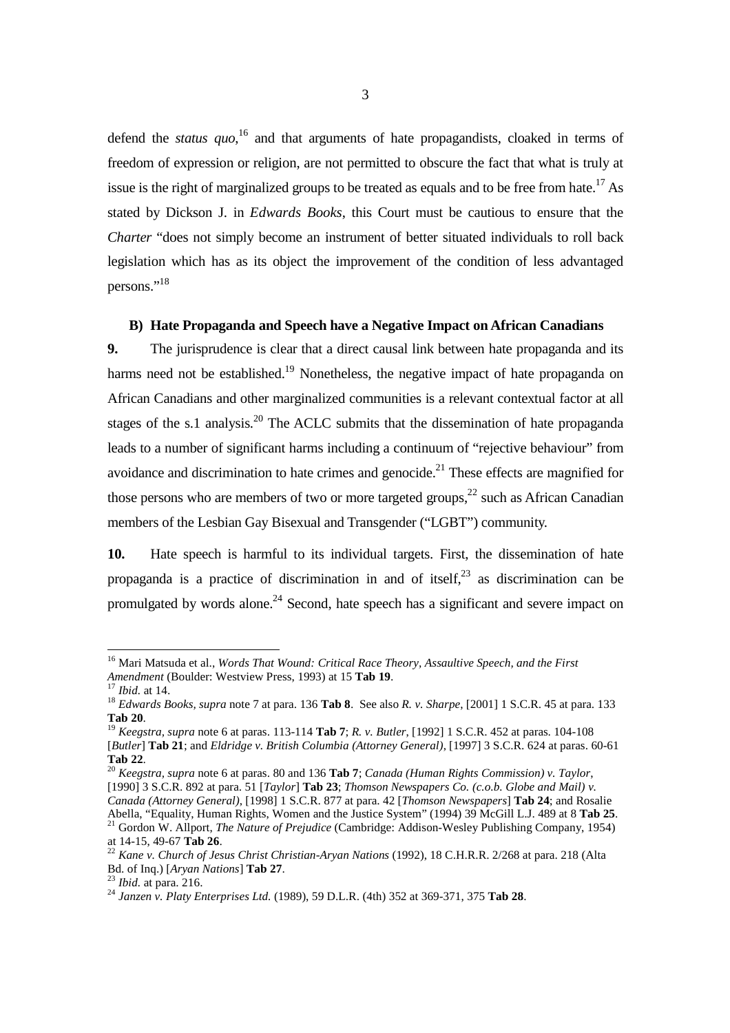defend the *status quo*,[16] and that arguments of hate propagandists, cloaked in terms of freedom of expression or religion, are not permitted to obscure the fact that what is truly at issue is the right of marginalized groups to be treated as equals and to be free from hate.[17] As stated by Dickson J. in *Edwards Books*, this Court must be cautious to ensure that the *Charter* "does not simply become an instrument of better situated individuals to roll back legislation which has as its object the improvement of the condition of less advantaged persons."[18]

### B) Hate Propaganda and Speech have a Negative Impact on African Canadians

**9.** The jurisprudence is clear that a direct causal link between hate propaganda and its harms need not be established.[19] Nonetheless, the negative impact of hate propaganda on African Canadians and other marginalized communities is a relevant contextual factor at all stages of the s.1 analysis.[20] The ACLC submits that the dissemination of hate propaganda leads to a number of significant harms including a continuum of "rejective behaviour" from avoidance and discrimination to hate crimes and genocide.[21] These effects are magnified for those persons who are members of two or more targeted groups,[22] such as African Canadian members of the Lesbian Gay Bisexual and Transgender ("LGBT") community.

**10.** Hate speech is harmful to its individual targets. First, the dissemination of hate propaganda is a practice of discrimination in and of itself,[23] as discrimination can be promulgated by words alone.[24] Second, hate speech has a significant and severe impact on

---

[16] Mari Matsuda et al., *Words That Wound: Critical Race Theory, Assaultive Speech, and the First Amendment* (Boulder: Westview Press, 1993) at 15 **Tab 19**.

[17] *Ibid.* at 14.

[18] *Edwards Books, supra* note 7 at para. 136 **Tab 8**. See also *R. v. Sharpe*, [2001] 1 S.C.R. 45 at para. 133 **Tab 20**.

[19] *Keegstra, supra* note 6 at paras. 113-114 **Tab 7**; *R. v. Butler*, [1992] 1 S.C.R. 452 at paras. 104-108 [*Butler*] **Tab 21**; and *Eldridge v. British Columbia (Attorney General)*, [1997] 3 S.C.R. 624 at paras. 60-61 **Tab 22**.

[20] *Keegstra, supra* note 6 at paras. 80 and 136 **Tab 7**; *Canada (Human Rights Commission) v. Taylor*, [1990] 3 S.C.R. 892 at para. 51 [*Taylor*] **Tab 23**; *Thomson Newspapers Co. (c.o.b. Globe and Mail) v. Canada (Attorney General)*, [1998] 1 S.C.R. 877 at para. 42 [*Thomson Newspapers*] **Tab 24**; and Rosalie Abella, "Equality, Human Rights, Women and the Justice System" (1994) 39 McGill L.J. 489 at 8 **Tab 25**.

[21] Gordon W. Allport, *The Nature of Prejudice* (Cambridge: Addison-Wesley Publishing Company, 1954) at 14-15, 49-67 **Tab 26**.

[22] *Kane v. Church of Jesus Christ Christian-Aryan Nations* (1992), 18 C.H.R.R. 2/268 at para. 218 (Alta Bd. of Inq.) [*Aryan Nations*] **Tab 27**.

[23] *Ibid.* at para. 216.

[24] *Janzen v. Platy Enterprises Ltd.* (1989), 59 D.L.R. (4th) 352 at 369-371, 375 **Tab 28**.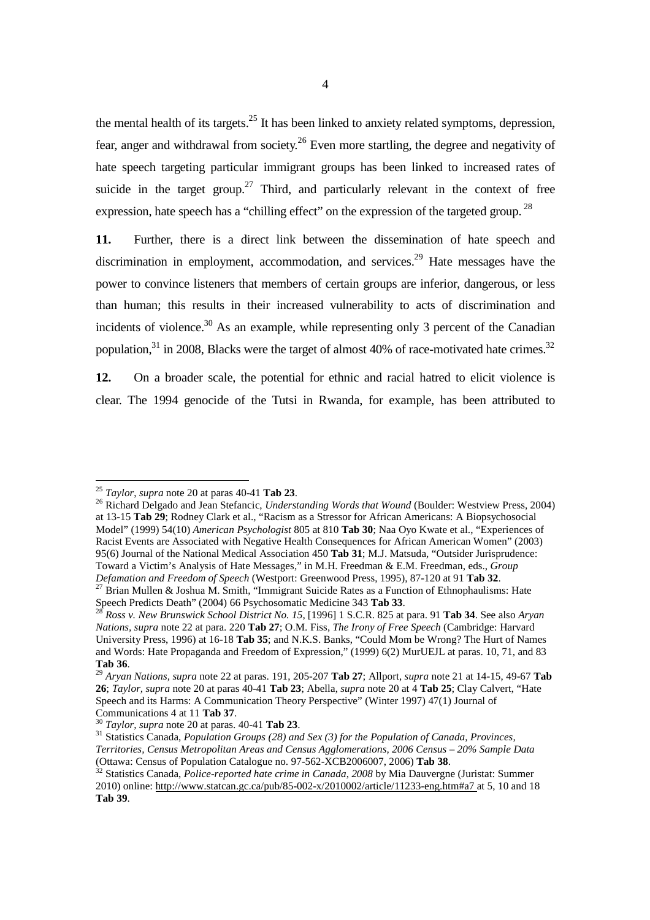the mental health of its targets.[25] It has been linked to anxiety related symptoms, depression, fear, anger and withdrawal from society.[26] Even more startling, the degree and negativity of hate speech targeting particular immigrant groups has been linked to increased rates of suicide in the target group.[27] Third, and particularly relevant in the context of free expression, hate speech has a "chilling effect" on the expression of the targeted group.[28]

**11.** Further, there is a direct link between the dissemination of hate speech and discrimination in employment, accommodation, and services.[29] Hate messages have the power to convince listeners that members of certain groups are inferior, dangerous, or less than human; this results in their increased vulnerability to acts of discrimination and incidents of violence.[30] As an example, while representing only 3 percent of the Canadian population,[31] in 2008, Blacks were the target of almost 40% of race-motivated hate crimes.[32]

**12.** On a broader scale, the potential for ethnic and racial hatred to elicit violence is clear. The 1994 genocide of the Tutsi in Rwanda, for example, has been attributed to

---

[25] *Taylor*, *supra* note 20 at paras 40-41 **Tab 23**.

[26] Richard Delgado and Jean Stefancic, *Understanding Words that Wound* (Boulder: Westview Press, 2004) at 13-15 **Tab 29**; Rodney Clark et al., "Racism as a Stressor for African Americans: A Biopsychosocial Model" (1999) 54(10) *American Psychologist* 805 at 810 **Tab 30**; Naa Oyo Kwate et al., "Experiences of Racist Events are Associated with Negative Health Consequences for African American Women" (2003) 95(6) Journal of the National Medical Association 450 **Tab 31**; M.J. Matsuda, "Outsider Jurisprudence: Toward a Victim's Analysis of Hate Messages," in M.H. Freedman & E.M. Freedman, eds., *Group Defamation and Freedom of Speech* (Westport: Greenwood Press, 1995), 87-120 at 91 **Tab 32**.

[27] Brian Mullen & Joshua M. Smith, "Immigrant Suicide Rates as a Function of Ethnophaulisms: Hate Speech Predicts Death" (2004) 66 Psychosomatic Medicine 343 **Tab 33**.

[28] *Ross v. New Brunswick School District No. 15*, [1996] 1 S.C.R. 825 at para. 91 **Tab 34**. See also *Aryan Nations*, *supra* note 22 at para. 220 **Tab 27**; O.M. Fiss, *The Irony of Free Speech* (Cambridge: Harvard University Press, 1996) at 16-18 **Tab 35**; and N.K.S. Banks, "Could Mom be Wrong? The Hurt of Names and Words: Hate Propaganda and Freedom of Expression," (1999) 6(2) MurUEJL at paras. 10, 71, and 83 **Tab 36**.

[29] *Aryan Nations*, *supra* note 22 at paras. 191, 205-207 **Tab 27**; Allport, *supra* note 21 at 14-15, 49-67 **Tab 26**; *Taylor*, *supra* note 20 at paras 40-41 **Tab 23**; Abella, *supra* note 20 at 4 **Tab 25**; Clay Calvert, "Hate Speech and its Harms: A Communication Theory Perspective" (Winter 1997) 47(1) Journal of Communications 4 at 11 **Tab 37**.

[30] *Taylor*, *supra* note 20 at paras. 40-41 **Tab 23**.

[31] Statistics Canada, *Population Groups (28) and Sex (3) for the Population of Canada, Provinces, Territories, Census Metropolitan Areas and Census Agglomerations, 2006 Census – 20% Sample Data* (Ottawa: Census of Population Catalogue no. 97-562-XCB2006007, 2006) **Tab 38**.

[32] Statistics Canada, *Police-reported hate crime in Canada, 2008* by Mia Dauvergne (Juristat: Summer 2010) online: http://www.statcan.gc.ca/pub/85-002-x/2010002/article/11233-eng.htm#a7 at 5, 10 and 18 **Tab 39**.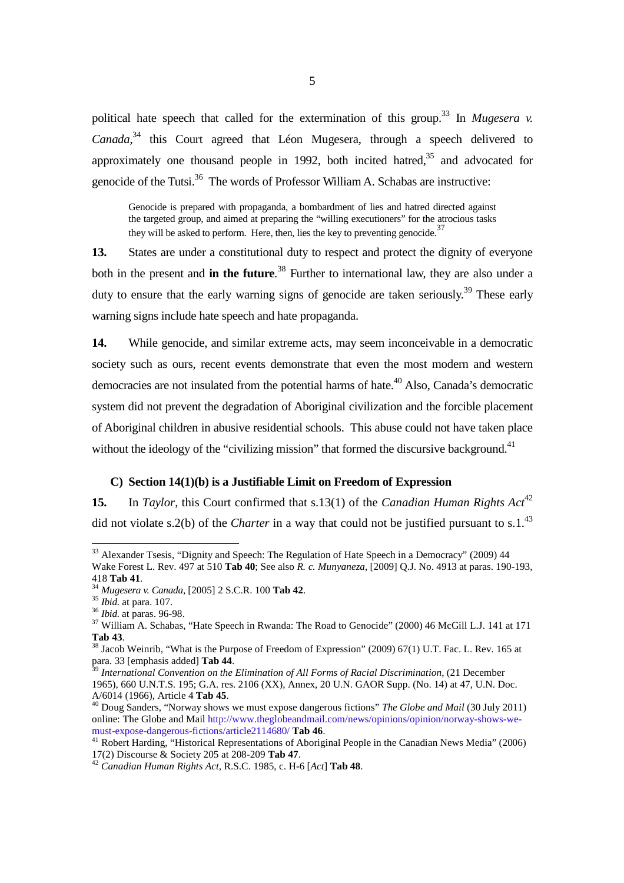political hate speech that called for the extermination of this group.[33] In *Mugesera v. Canada*,[34] this Court agreed that Léon Mugesera, through a speech delivered to approximately one thousand people in 1992, both incited hatred,[35] and advocated for genocide of the Tutsi.[36] The words of Professor William A. Schabas are instructive:

> Genocide is prepared with propaganda, a bombardment of lies and hatred directed against the targeted group, and aimed at preparing the "willing executioners" for the atrocious tasks they will be asked to perform. Here, then, lies the key to preventing genocide.[37]

**13.** States are under a constitutional duty to respect and protect the dignity of everyone both in the present and **in the future**.[38] Further to international law, they are also under a duty to ensure that the early warning signs of genocide are taken seriously.[39] These early warning signs include hate speech and hate propaganda.

**14.** While genocide, and similar extreme acts, may seem inconceivable in a democratic society such as ours, recent events demonstrate that even the most modern and western democracies are not insulated from the potential harms of hate.[40] Also, Canada's democratic system did not prevent the degradation of Aboriginal civilization and the forcible placement of Aboriginal children in abusive residential schools. This abuse could not have taken place without the ideology of the "civilizing mission" that formed the discursive background.[41]

### C) Section 14(1)(b) is a Justifiable Limit on Freedom of Expression

**15.** In *Taylor*, this Court confirmed that s.13(1) of the *Canadian Human Rights Act*[42] did not violate s.2(b) of the *Charter* in a way that could not be justified pursuant to s.1.[43]

---

[33] Alexander Tsesis, "Dignity and Speech: The Regulation of Hate Speech in a Democracy" (2009) 44 Wake Forest L. Rev. 497 at 510 **Tab 40**; See also *R. c. Munyaneza*, [2009] Q.J. No. 4913 at paras. 190-193, 418 **Tab 41**.

[34] *Mugesera v. Canada*, [2005] 2 S.C.R. 100 **Tab 42**.

[35] *Ibid.* at para. 107.

[36] *Ibid.* at paras. 96-98.

[37] William A. Schabas, "Hate Speech in Rwanda: The Road to Genocide" (2000) 46 McGill L.J. 141 at 171 **Tab 43**.

[38] Jacob Weinrib, "What is the Purpose of Freedom of Expression" (2009) 67(1) U.T. Fac. L. Rev. 165 at para. 33 [emphasis added] **Tab 44**.

[39] *International Convention on the Elimination of All Forms of Racial Discrimination*, (21 December 1965), 660 U.N.T.S. 195; G.A. res. 2106 (XX), Annex, 20 U.N. GAOR Supp. (No. 14) at 47, U.N. Doc. A/6014 (1966), Article 4 **Tab 45**.

[40] Doug Sanders, "Norway shows we must expose dangerous fictions" *The Globe and Mail* (30 July 2011) online: The Globe and Mail http://www.theglobeandmail.com/news/opinions/opinion/norway-shows-we-must-expose-dangerous-fictions/article2114680/ **Tab 46**.

[41] Robert Harding, "Historical Representations of Aboriginal People in the Canadian News Media" (2006) 17(2) Discourse & Society 205 at 208-209 **Tab 47**.

[42] *Canadian Human Rights Act*, R.S.C. 1985, c. H-6 [*Act*] **Tab 48**.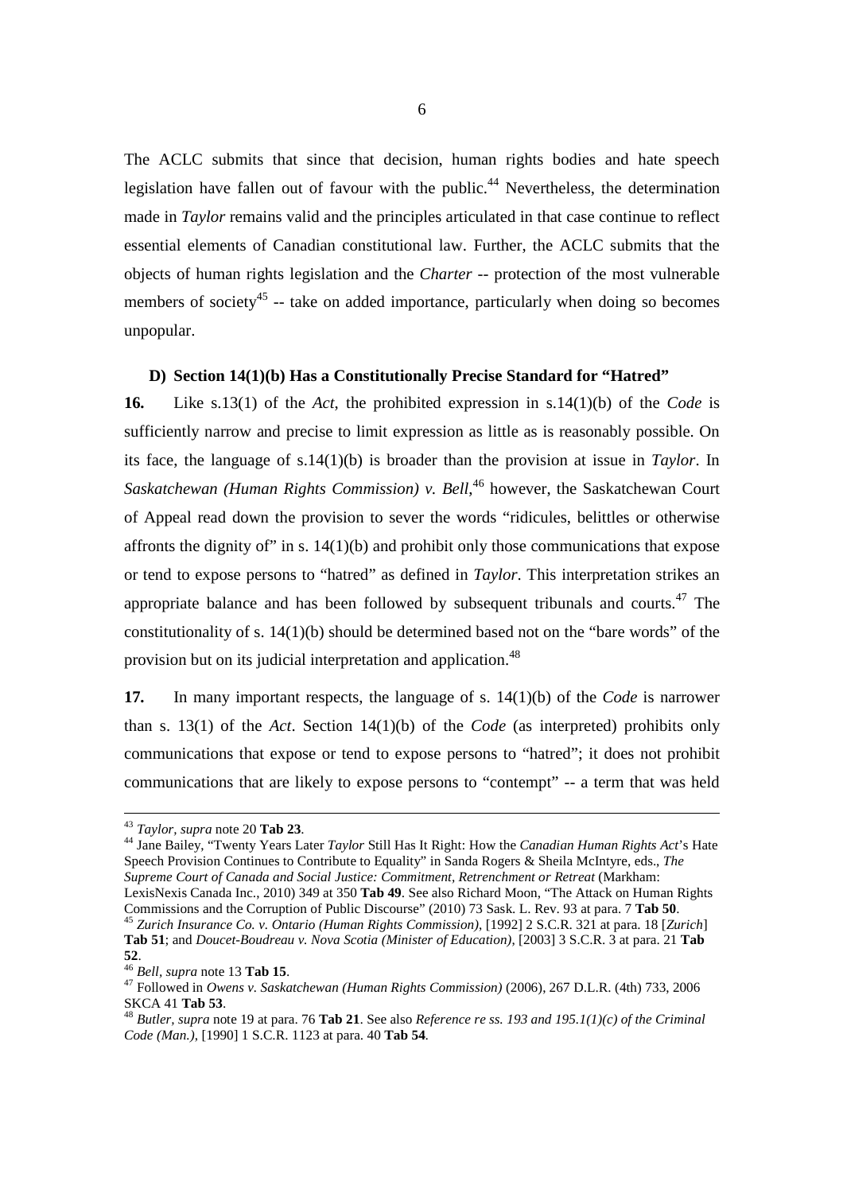The ACLC submits that since that decision, human rights bodies and hate speech legislation have fallen out of favour with the public.[44] Nevertheless, the determination made in *Taylor* remains valid and the principles articulated in that case continue to reflect essential elements of Canadian constitutional law. Further, the ACLC submits that the objects of human rights legislation and the *Charter* -- protection of the most vulnerable members of society[45] -- take on added importance, particularly when doing so becomes unpopular.

**D) Section 14(1)(b) Has a Constitutionally Precise Standard for "Hatred"**

**16.** Like s.13(1) of the *Act*, the prohibited expression in s.14(1)(b) of the *Code* is sufficiently narrow and precise to limit expression as little as is reasonably possible. On its face, the language of s.14(1)(b) is broader than the provision at issue in *Taylor*. In *Saskatchewan (Human Rights Commission) v. Bell*,[46] however, the Saskatchewan Court of Appeal read down the provision to sever the words "ridicules, belittles or otherwise affronts the dignity of" in s. 14(1)(b) and prohibit only those communications that expose or tend to expose persons to "hatred" as defined in *Taylor*. This interpretation strikes an appropriate balance and has been followed by subsequent tribunals and courts.[47] The constitutionality of s. 14(1)(b) should be determined based not on the "bare words" of the provision but on its judicial interpretation and application.[48]

**17.** In many important respects, the language of s. 14(1)(b) of the *Code* is narrower than s. 13(1) of the *Act*. Section 14(1)(b) of the *Code* (as interpreted) prohibits only communications that expose or tend to expose persons to "hatred"; it does not prohibit communications that are likely to expose persons to "contempt" -- a term that was held

---

[43] *Taylor, supra* note 20 **Tab 23**.

[44] Jane Bailey, "Twenty Years Later *Taylor* Still Has It Right: How the *Canadian Human Rights Act*'s Hate Speech Provision Continues to Contribute to Equality" in Sanda Rogers & Sheila McIntyre, eds., *The Supreme Court of Canada and Social Justice: Commitment, Retrenchment or Retreat* (Markham: LexisNexis Canada Inc., 2010) 349 at 350 **Tab 49**. See also Richard Moon, "The Attack on Human Rights Commissions and the Corruption of Public Discourse" (2010) 73 Sask. L. Rev. 93 at para. 7 **Tab 50**.

[45] *Zurich Insurance Co. v. Ontario (Human Rights Commission)*, [1992] 2 S.C.R. 321 at para. 18 [*Zurich*] **Tab 51**; and *Doucet-Boudreau v. Nova Scotia (Minister of Education)*, [2003] 3 S.C.R. 3 at para. 21 **Tab 52**.

[46] *Bell, supra* note 13 **Tab 15**.

[47] Followed in *Owens v. Saskatchewan (Human Rights Commission)* (2006), 267 D.L.R. (4th) 733, 2006 SKCA 41 **Tab 53**.

[48] *Butler, supra* note 19 at para. 76 **Tab 21**. See also *Reference re ss. 193 and 195.1(1)(c) of the Criminal Code (Man.)*, [1990] 1 S.C.R. 1123 at para. 40 **Tab 54**.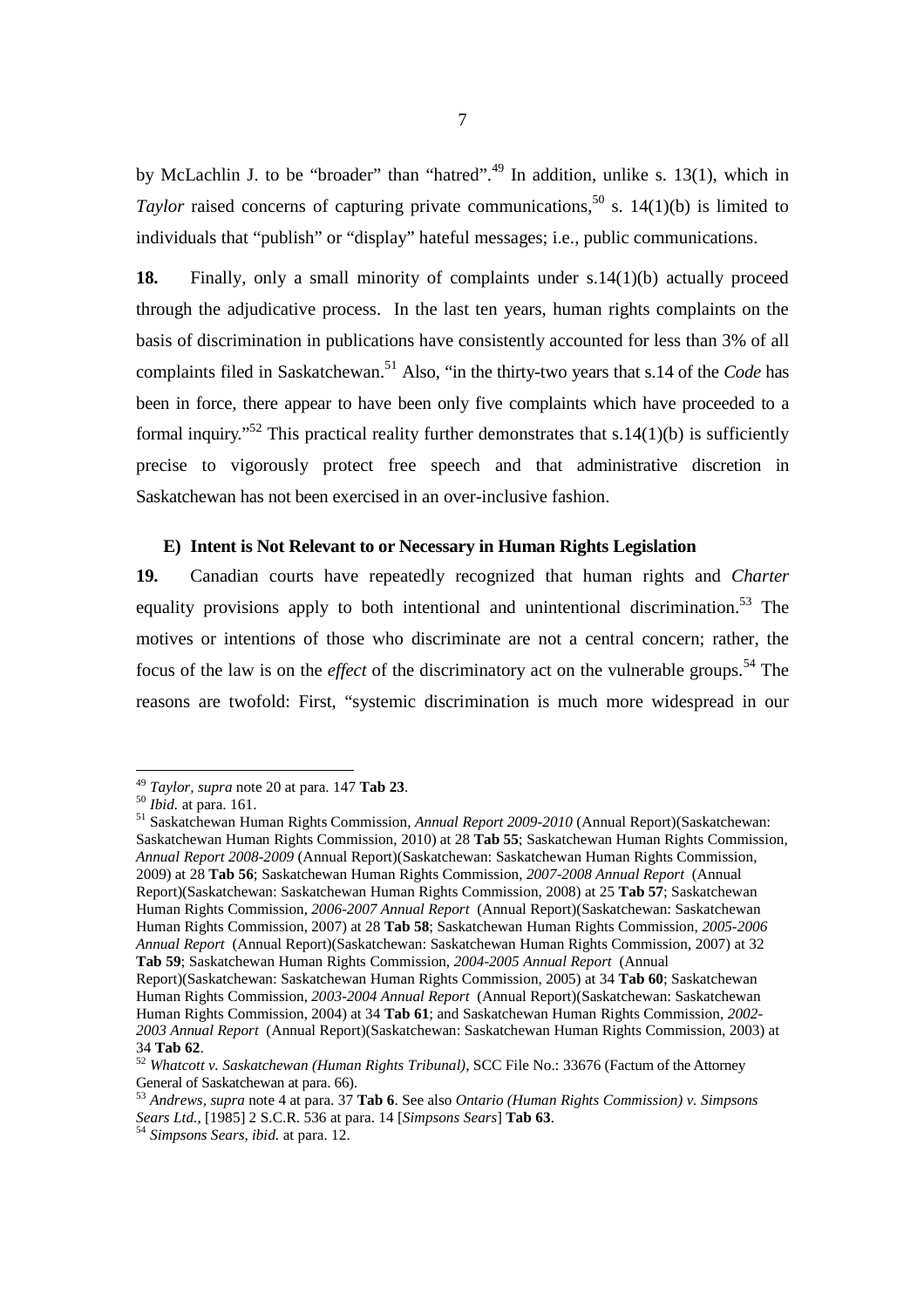by McLachlin J. to be "broader" than "hatred".[49] In addition, unlike s. 13(1), which in *Taylor* raised concerns of capturing private communications,[50] s. 14(1)(b) is limited to individuals that "publish" or "display" hateful messages; i.e., public communications.

**18.** Finally, only a small minority of complaints under s.14(1)(b) actually proceed through the adjudicative process. In the last ten years, human rights complaints on the basis of discrimination in publications have consistently accounted for less than 3% of all complaints filed in Saskatchewan.[51] Also, "in the thirty-two years that s.14 of the *Code* has been in force, there appear to have been only five complaints which have proceeded to a formal inquiry."[52] This practical reality further demonstrates that s.14(1)(b) is sufficiently precise to vigorously protect free speech and that administrative discretion in Saskatchewan has not been exercised in an over-inclusive fashion.

### E) Intent is Not Relevant to or Necessary in Human Rights Legislation

**19.** Canadian courts have repeatedly recognized that human rights and *Charter* equality provisions apply to both intentional and unintentional discrimination.[53] The motives or intentions of those who discriminate are not a central concern; rather, the focus of the law is on the *effect* of the discriminatory act on the vulnerable groups.[54] The reasons are twofold: First, "systemic discrimination is much more widespread in our

---

[49] *Taylor, supra* note 20 at para. 147 **Tab 23**.

[50] *Ibid.* at para. 161.

[51] Saskatchewan Human Rights Commission, *Annual Report 2009-2010* (Annual Report)(Saskatchewan: Saskatchewan Human Rights Commission, 2010) at 28 **Tab 55**; Saskatchewan Human Rights Commission, *Annual Report 2008-2009* (Annual Report)(Saskatchewan: Saskatchewan Human Rights Commission, 2009) at 28 **Tab 56**; Saskatchewan Human Rights Commission, *2007-2008 Annual Report* (Annual Report)(Saskatchewan: Saskatchewan Human Rights Commission, 2008) at 25 **Tab 57**; Saskatchewan Human Rights Commission, *2006-2007 Annual Report* (Annual Report)(Saskatchewan: Saskatchewan Human Rights Commission, 2007) at 28 **Tab 58**; Saskatchewan Human Rights Commission, *2005-2006 Annual Report* (Annual Report)(Saskatchewan: Saskatchewan Human Rights Commission, 2007) at 32 **Tab 59**; Saskatchewan Human Rights Commission, *2004-2005 Annual Report* (Annual Report)(Saskatchewan: Saskatchewan Human Rights Commission, 2005) at 34 **Tab 60**; Saskatchewan Human Rights Commission, *2003-2004 Annual Report* (Annual Report)(Saskatchewan: Saskatchewan Human Rights Commission, 2004) at 34 **Tab 61**; and Saskatchewan Human Rights Commission, *2002-2003 Annual Report* (Annual Report)(Saskatchewan: Saskatchewan Human Rights Commission, 2003) at 34 **Tab 62**.

[52] *Whatcott v. Saskatchewan (Human Rights Tribunal)*, SCC File No.: 33676 (Factum of the Attorney General of Saskatchewan at para. 66).

[53] *Andrews, supra* note 4 at para. 37 **Tab 6**. See also *Ontario (Human Rights Commission) v. Simpsons Sears Ltd.*, [1985] 2 S.C.R. 536 at para. 14 [*Simpsons Sears*] **Tab 63**.

[54] *Simpsons Sears, ibid.* at para. 12.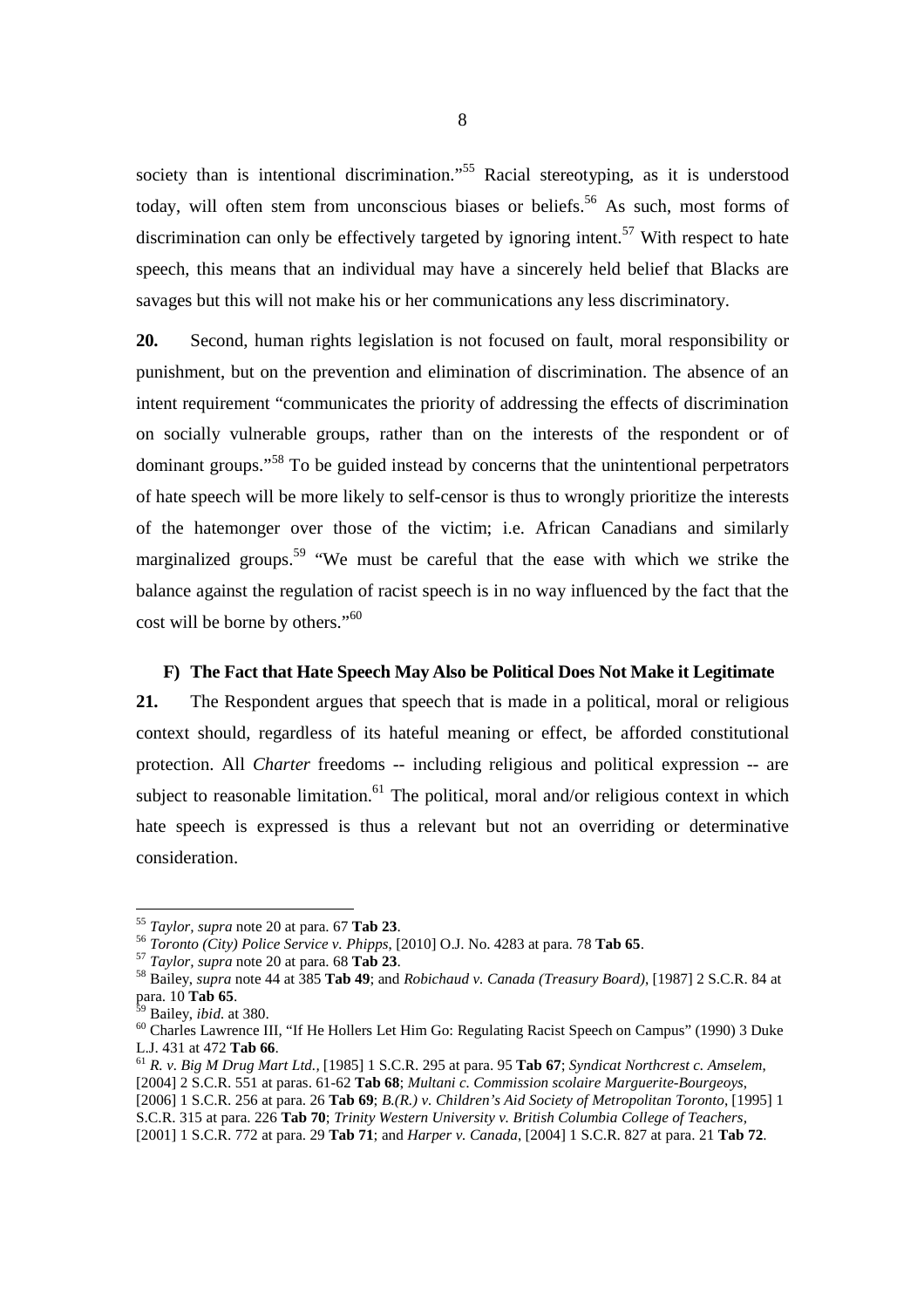society than is intentional discrimination."[55] Racial stereotyping, as it is understood today, will often stem from unconscious biases or beliefs.[56] As such, most forms of discrimination can only be effectively targeted by ignoring intent.[57] With respect to hate speech, this means that an individual may have a sincerely held belief that Blacks are savages but this will not make his or her communications any less discriminatory.

**20.** Second, human rights legislation is not focused on fault, moral responsibility or punishment, but on the prevention and elimination of discrimination. The absence of an intent requirement "communicates the priority of addressing the effects of discrimination on socially vulnerable groups, rather than on the interests of the respondent or of dominant groups."[58] To be guided instead by concerns that the unintentional perpetrators of hate speech will be more likely to self-censor is thus to wrongly prioritize the interests of the hatemonger over those of the victim; i.e. African Canadians and similarly marginalized groups.[59] "We must be careful that the ease with which we strike the balance against the regulation of racist speech is in no way influenced by the fact that the cost will be borne by others."[60]

### F) The Fact that Hate Speech May Also be Political Does Not Make it Legitimate

**21.** The Respondent argues that speech that is made in a political, moral or religious context should, regardless of its hateful meaning or effect, be afforded constitutional protection. All *Charter* freedoms -- including religious and political expression -- are subject to reasonable limitation.[61] The political, moral and/or religious context in which hate speech is expressed is thus a relevant but not an overriding or determinative consideration.

---

[55] *Taylor*, *supra* note 20 at para. 67 **Tab 23**.

[56] *Toronto (City) Police Service v. Phipps*, [2010] O.J. No. 4283 at para. 78 **Tab 65**.

[57] *Taylor*, *supra* note 20 at para. 68 **Tab 23**.

[58] Bailey, *supra* note 44 at 385 **Tab 49**; and *Robichaud v. Canada (Treasury Board)*, [1987] 2 S.C.R. 84 at para. 10 **Tab 65**.

[59] Bailey, *ibid.* at 380.

[60] Charles Lawrence III, "If He Hollers Let Him Go: Regulating Racist Speech on Campus" (1990) 3 Duke L.J. 431 at 472 **Tab 66**.

[61] *R. v. Big M Drug Mart Ltd.*, [1985] 1 S.C.R. 295 at para. 95 **Tab 67**; *Syndicat Northcrest c. Amselem*, [2004] 2 S.C.R. 551 at paras. 61-62 **Tab 68**; *Multani c. Commission scolaire Marguerite-Bourgeoys*, [2006] 1 S.C.R. 256 at para. 26 **Tab 69**; *B.(R.) v. Children's Aid Society of Metropolitan Toronto*, [1995] 1 S.C.R. 315 at para. 226 **Tab 70**; *Trinity Western University v. British Columbia College of Teachers*, [2001] 1 S.C.R. 772 at para. 29 **Tab 71**; and *Harper v. Canada*, [2004] 1 S.C.R. 827 at para. 21 **Tab 72**.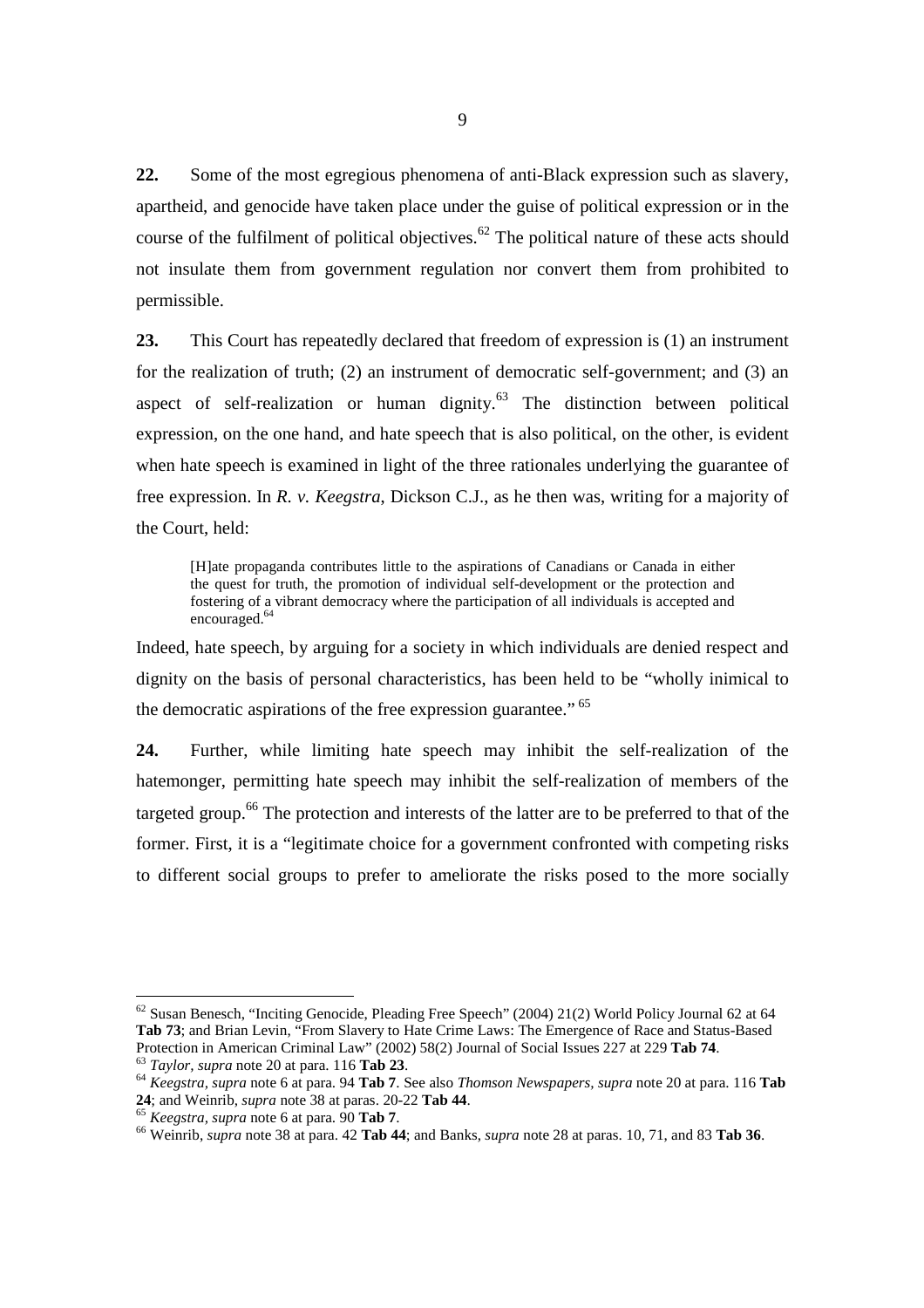**22.** Some of the most egregious phenomena of anti-Black expression such as slavery, apartheid, and genocide have taken place under the guise of political expression or in the course of the fulfilment of political objectives.[62] The political nature of these acts should not insulate them from government regulation nor convert them from prohibited to permissible.

**23.** This Court has repeatedly declared that freedom of expression is (1) an instrument for the realization of truth; (2) an instrument of democratic self-government; and (3) an aspect of self-realization or human dignity.[63] The distinction between political expression, on the one hand, and hate speech that is also political, on the other, is evident when hate speech is examined in light of the three rationales underlying the guarantee of free expression. In *R. v. Keegstra*, Dickson C.J., as he then was, writing for a majority of the Court, held:

> [H]ate propaganda contributes little to the aspirations of Canadians or Canada in either the quest for truth, the promotion of individual self-development or the protection and fostering of a vibrant democracy where the participation of all individuals is accepted and encouraged.[64]

Indeed, hate speech, by arguing for a society in which individuals are denied respect and dignity on the basis of personal characteristics, has been held to be "wholly inimical to the democratic aspirations of the free expression guarantee." [65]

**24.** Further, while limiting hate speech may inhibit the self-realization of the hatemonger, permitting hate speech may inhibit the self-realization of members of the targeted group.[66] The protection and interests of the latter are to be preferred to that of the former. First, it is a "legitimate choice for a government confronted with competing risks to different social groups to prefer to ameliorate the risks posed to the more socially

---

[62] Susan Benesch, "Inciting Genocide, Pleading Free Speech" (2004) 21(2) World Policy Journal 62 at 64 **Tab 73**; and Brian Levin, "From Slavery to Hate Crime Laws: The Emergence of Race and Status-Based Protection in American Criminal Law" (2002) 58(2) Journal of Social Issues 227 at 229 **Tab 74**.

[63] *Taylor*, *supra* note 20 at para. 116 **Tab 23**.

[64] *Keegstra*, *supra* note 6 at para. 94 **Tab 7**. See also *Thomson Newspapers*, *supra* note 20 at para. 116 **Tab 24**; and Weinrib, *supra* note 38 at paras. 20-22 **Tab 44**.

[65] *Keegstra*, *supra* note 6 at para. 90 **Tab 7**.

[66] Weinrib, *supra* note 38 at para. 42 **Tab 44**; and Banks, *supra* note 28 at paras. 10, 71, and 83 **Tab 36**.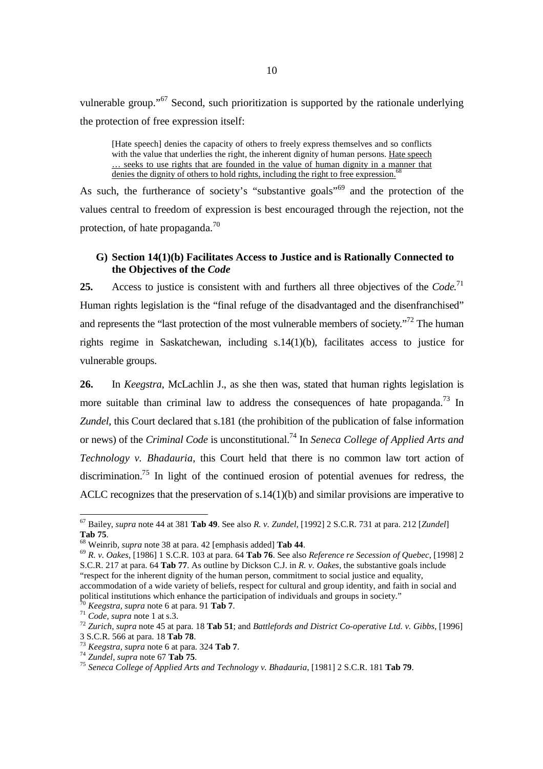vulnerable group."[67] Second, such prioritization is supported by the rationale underlying the protection of free expression itself:

> [Hate speech] denies the capacity of others to freely express themselves and so conflicts with the value that underlies the right, the inherent dignity of human persons. <u>Hate speech … seeks to use rights that are founded in the value of human dignity in a manner that denies the dignity of others to hold rights, including the right to free expression.</u>[68]

As such, the furtherance of society's "substantive goals"[69] and the protection of the values central to freedom of expression is best encouraged through the rejection, not the protection, of hate propaganda.[70]

### G) Section 14(1)(b) Facilitates Access to Justice and is Rationally Connected to the Objectives of the *Code*

**25.** Access to justice is consistent with and furthers all three objectives of the *Code*.[71] Human rights legislation is the "final refuge of the disadvantaged and the disenfranchised" and represents the "last protection of the most vulnerable members of society."[72] The human rights regime in Saskatchewan, including s.14(1)(b), facilitates access to justice for vulnerable groups.

**26.** In *Keegstra*, McLachlin J., as she then was, stated that human rights legislation is more suitable than criminal law to address the consequences of hate propaganda.[73] In *Zundel*, this Court declared that s.181 (the prohibition of the publication of false information or news) of the *Criminal Code* is unconstitutional.[74] In *Seneca College of Applied Arts and Technology v. Bhadauria*, this Court held that there is no common law tort action of discrimination.[75] In light of the continued erosion of potential avenues for redress, the ACLC recognizes that the preservation of s.14(1)(b) and similar provisions are imperative to

---

[67] Bailey, *supra* note 44 at 381 **Tab 49**. See also *R. v. Zundel*, [1992] 2 S.C.R. 731 at para. 212 [*Zundel*] **Tab 75**.

[68] Weinrib, *supra* note 38 at para. 42 [emphasis added] **Tab 44**.

[69] *R. v. Oakes*, [1986] 1 S.C.R. 103 at para. 64 **Tab 76**. See also *Reference re Secession of Quebec*, [1998] 2 S.C.R. 217 at para. 64 **Tab 77**. As outline by Dickson C.J. in *R. v. Oakes*, the substantive goals include "respect for the inherent dignity of the human person, commitment to social justice and equality, accommodation of a wide variety of beliefs, respect for cultural and group identity, and faith in social and political institutions which enhance the participation of individuals and groups in society."

[70] *Keegstra*, *supra* note 6 at para. 91 **Tab 7**.

[71] *Code*, *supra* note 1 at s.3.

[72] *Zurich*, *supra* note 45 at para. 18 **Tab 51**; and *Battlefords and District Co-operative Ltd. v. Gibbs*, [1996] 3 S.C.R. 566 at para. 18 **Tab 78**.

[73] *Keegstra*, *supra* note 6 at para. 324 **Tab 7**.

[74] *Zundel*, *supra* note 67 **Tab 75**.

[75] *Seneca College of Applied Arts and Technology v. Bhadauria*, [1981] 2 S.C.R. 181 **Tab 79**.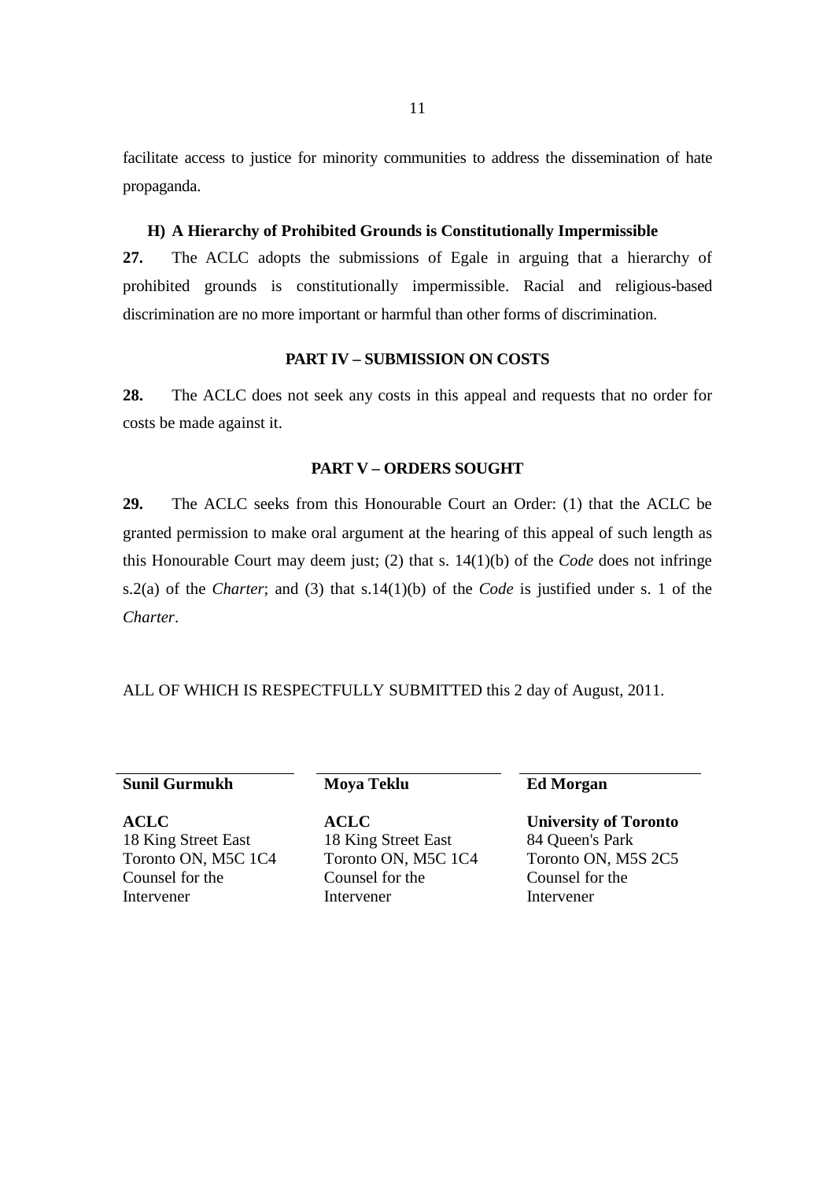facilitate access to justice for minority communities to address the dissemination of hate propaganda.

### H) A Hierarchy of Prohibited Grounds is Constitutionally Impermissible

**27.** The ACLC adopts the submissions of Egale in arguing that a hierarchy of prohibited grounds is constitutionally impermissible. Racial and religious-based discrimination are no more important or harmful than other forms of discrimination.

## PART IV – SUBMISSION ON COSTS

**28.** The ACLC does not seek any costs in this appeal and requests that no order for costs be made against it.

## PART V – ORDERS SOUGHT

**29.** The ACLC seeks from this Honourable Court an Order: (1) that the ACLC be granted permission to make oral argument at the hearing of this appeal of such length as this Honourable Court may deem just; (2) that s. 14(1)(b) of the *Code* does not infringe s.2(a) of the *Charter*; and (3) that s.14(1)(b) of the *Code* is justified under s. 1 of the *Charter*.

ALL OF WHICH IS RESPECTFULLY SUBMITTED this 2 day of August, 2011.

**Sunil Gurmukh**

**ACLC**
18 King Street East
Toronto ON, M5C 1C4
Counsel for the
Intervener

**Moya Teklu**

**ACLC**
18 King Street East
Toronto ON, M5C 1C4
Counsel for the
Intervener

**Ed Morgan**

**University of Toronto**
84 Queen's Park
Toronto ON, M5S 2C5
Counsel for the
Intervener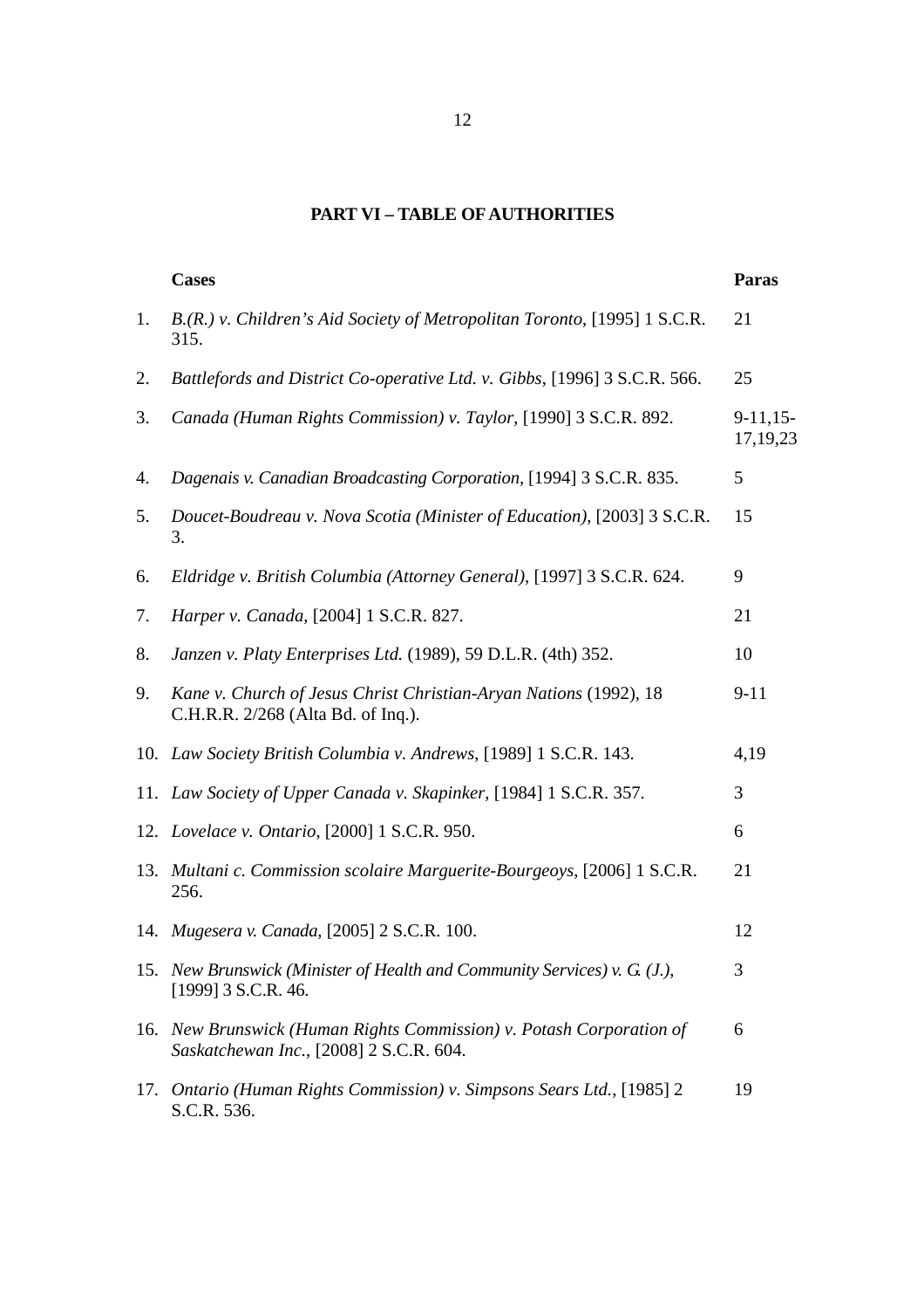## PART VI – TABLE OF AUTHORITIES

| | Cases | Paras |
|---|---|---|
| 1. | *B.(R.) v. Children's Aid Society of Metropolitan Toronto*, [1995] 1 S.C.R. 315. | 21 |
| 2. | *Battlefords and District Co-operative Ltd. v. Gibbs*, [1996] 3 S.C.R. 566. | 25 |
| 3. | *Canada (Human Rights Commission) v. Taylor*, [1990] 3 S.C.R. 892. | 9-11,15-17,19,23 |
| 4. | *Dagenais v. Canadian Broadcasting Corporation*, [1994] 3 S.C.R. 835. | 5 |
| 5. | *Doucet-Boudreau v. Nova Scotia (Minister of Education)*, [2003] 3 S.C.R. 3. | 15 |
| 6. | *Eldridge v. British Columbia (Attorney General)*, [1997] 3 S.C.R. 624. | 9 |
| 7. | *Harper v. Canada*, [2004] 1 S.C.R. 827. | 21 |
| 8. | *Janzen v. Platy Enterprises Ltd.* (1989), 59 D.L.R. (4th) 352. | 10 |
| 9. | *Kane v. Church of Jesus Christ Christian-Aryan Nations* (1992), 18 C.H.R.R. 2/268 (Alta Bd. of Inq.). | 9-11 |
| 10. | *Law Society British Columbia v. Andrews*, [1989] 1 S.C.R. 143. | 4,19 |
| 11. | *Law Society of Upper Canada v. Skapinker*, [1984] 1 S.C.R. 357. | 3 |
| 12. | *Lovelace v. Ontario*, [2000] 1 S.C.R. 950. | 6 |
| 13. | *Multani c. Commission scolaire Marguerite-Bourgeoys*, [2006] 1 S.C.R. 256. | 21 |
| 14. | *Mugesera v. Canada*, [2005] 2 S.C.R. 100. | 12 |
| 15. | *New Brunswick (Minister of Health and Community Services) v. G. (J.)*, [1999] 3 S.C.R. 46. | 3 |
| 16. | *New Brunswick (Human Rights Commission) v. Potash Corporation of Saskatchewan Inc.*, [2008] 2 S.C.R. 604. | 6 |
| 17. | *Ontario (Human Rights Commission) v. Simpsons Sears Ltd.*, [1985] 2 S.C.R. 536. | 19 |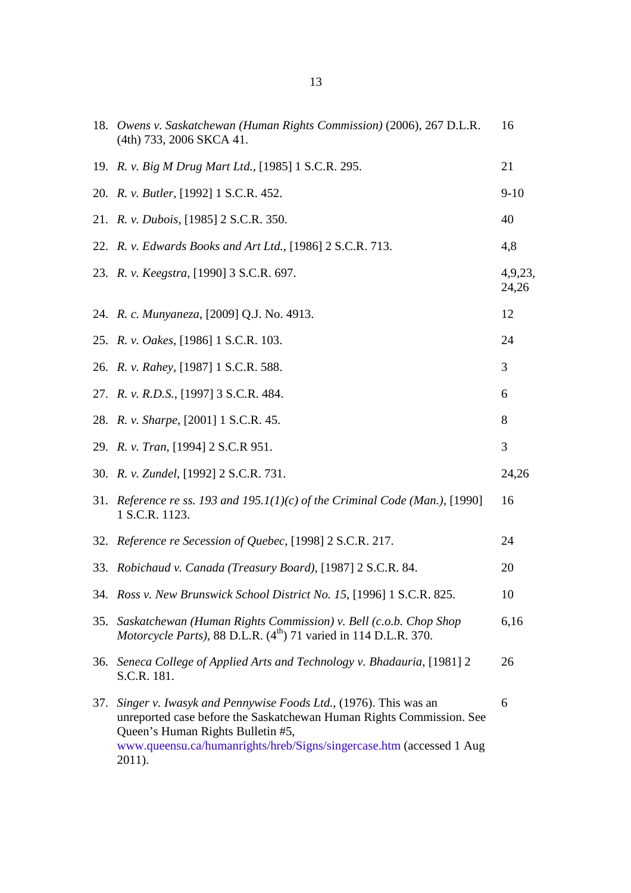| | | |
|---|---|---|
| 18. | *Owens v. Saskatchewan (Human Rights Commission)* (2006), 267 D.L.R. (4th) 733, 2006 SKCA 41. | 16 |
| 19. | *R. v. Big M Drug Mart Ltd.*, [1985] 1 S.C.R. 295. | 21 |
| 20. | *R. v. Butler*, [1992] 1 S.C.R. 452. | 9-10 |
| 21. | *R. v. Dubois*, [1985] 2 S.C.R. 350. | 40 |
| 22. | *R. v. Edwards Books and Art Ltd.*, [1986] 2 S.C.R. 713. | 4,8 |
| 23. | *R. v. Keegstra*, [1990] 3 S.C.R. 697. | 4,9,23, 24,26 |
| 24. | *R. c. Munyaneza*, [2009] Q.J. No. 4913. | 12 |
| 25. | *R. v. Oakes*, [1986] 1 S.C.R. 103. | 24 |
| 26. | *R. v. Rahey*, [1987] 1 S.C.R. 588. | 3 |
| 27. | *R. v. R.D.S.*, [1997] 3 S.C.R. 484. | 6 |
| 28. | *R. v. Sharpe*, [2001] 1 S.C.R. 45. | 8 |
| 29. | *R. v. Tran*, [1994] 2 S.C.R 951. | 3 |
| 30. | *R. v. Zundel*, [1992] 2 S.C.R. 731. | 24,26 |
| 31. | *Reference re ss. 193 and 195.1(1)(c) of the Criminal Code (Man.)*, [1990] 1 S.C.R. 1123. | 16 |
| 32. | *Reference re Secession of Quebec*, [1998] 2 S.C.R. 217. | 24 |
| 33. | *Robichaud v. Canada (Treasury Board)*, [1987] 2 S.C.R. 84. | 20 |
| 34. | *Ross v. New Brunswick School District No. 15*, [1996] 1 S.C.R. 825. | 10 |
| 35. | *Saskatchewan (Human Rights Commission) v. Bell (c.o.b. Chop Shop Motorcycle Parts)*, 88 D.L.R. (4th) 71 varied in 114 D.L.R. 370. | 6,16 |
| 36. | *Seneca College of Applied Arts and Technology v. Bhadauria*, [1981] 2 S.C.R. 181. | 26 |
| 37. | *Singer v. Iwasyk and Pennywise Foods Ltd.*, (1976). This was an unreported case before the Saskatchewan Human Rights Commission. See Queen's Human Rights Bulletin #5, www.queensu.ca/humanrights/hreb/Signs/singercase.htm (accessed 1 Aug 2011). | 6 |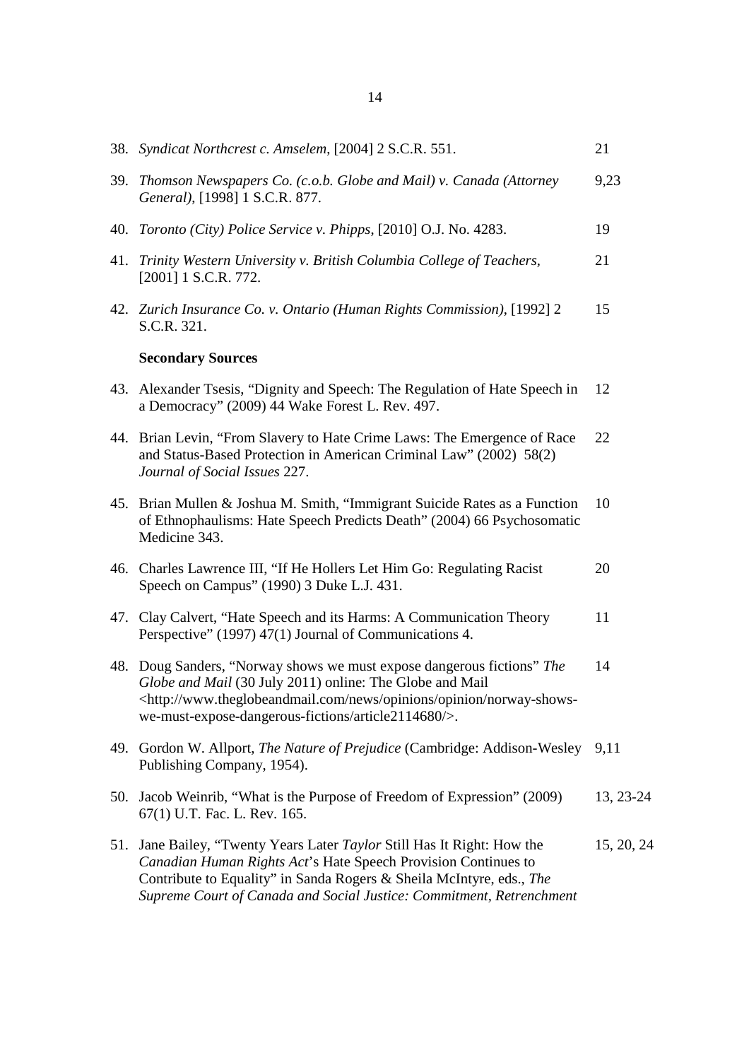38. *Syndicat Northcrest c. Amselem*, [2004] 2 S.C.R. 551. — 21

39. *Thomson Newspapers Co. (c.o.b. Globe and Mail) v. Canada (Attorney General)*, [1998] 1 S.C.R. 877. — 9,23

40. *Toronto (City) Police Service v. Phipps*, [2010] O.J. No. 4283. — 19

41. *Trinity Western University v. British Columbia College of Teachers*, [2001] 1 S.C.R. 772. — 21

42. *Zurich Insurance Co. v. Ontario (Human Rights Commission)*, [1992] 2 S.C.R. 321. — 15

**Secondary Sources**

43. Alexander Tsesis, "Dignity and Speech: The Regulation of Hate Speech in a Democracy" (2009) 44 Wake Forest L. Rev. 497. — 12

44. Brian Levin, "From Slavery to Hate Crime Laws: The Emergence of Race and Status-Based Protection in American Criminal Law" (2002) 58(2) *Journal of Social Issues* 227. — 22

45. Brian Mullen & Joshua M. Smith, "Immigrant Suicide Rates as a Function of Ethnophaulisms: Hate Speech Predicts Death" (2004) 66 Psychosomatic Medicine 343. — 10

46. Charles Lawrence III, "If He Hollers Let Him Go: Regulating Racist Speech on Campus" (1990) 3 Duke L.J. 431. — 20

47. Clay Calvert, "Hate Speech and its Harms: A Communication Theory Perspective" (1997) 47(1) Journal of Communications 4. — 11

48. Doug Sanders, "Norway shows we must expose dangerous fictions" *The Globe and Mail* (30 July 2011) online: The Globe and Mail <http://www.theglobeandmail.com/news/opinions/opinion/norway-shows-we-must-expose-dangerous-fictions/article2114680/>. — 14

49. Gordon W. Allport, *The Nature of Prejudice* (Cambridge: Addison-Wesley Publishing Company, 1954). — 9,11

50. Jacob Weinrib, "What is the Purpose of Freedom of Expression" (2009) 67(1) U.T. Fac. L. Rev. 165. — 13, 23-24

51. Jane Bailey, "Twenty Years Later *Taylor* Still Has It Right: How the *Canadian Human Rights Act*'s Hate Speech Provision Continues to Contribute to Equality" in Sanda Rogers & Sheila McIntyre, eds., *The Supreme Court of Canada and Social Justice: Commitment, Retrenchment* — 15, 20, 24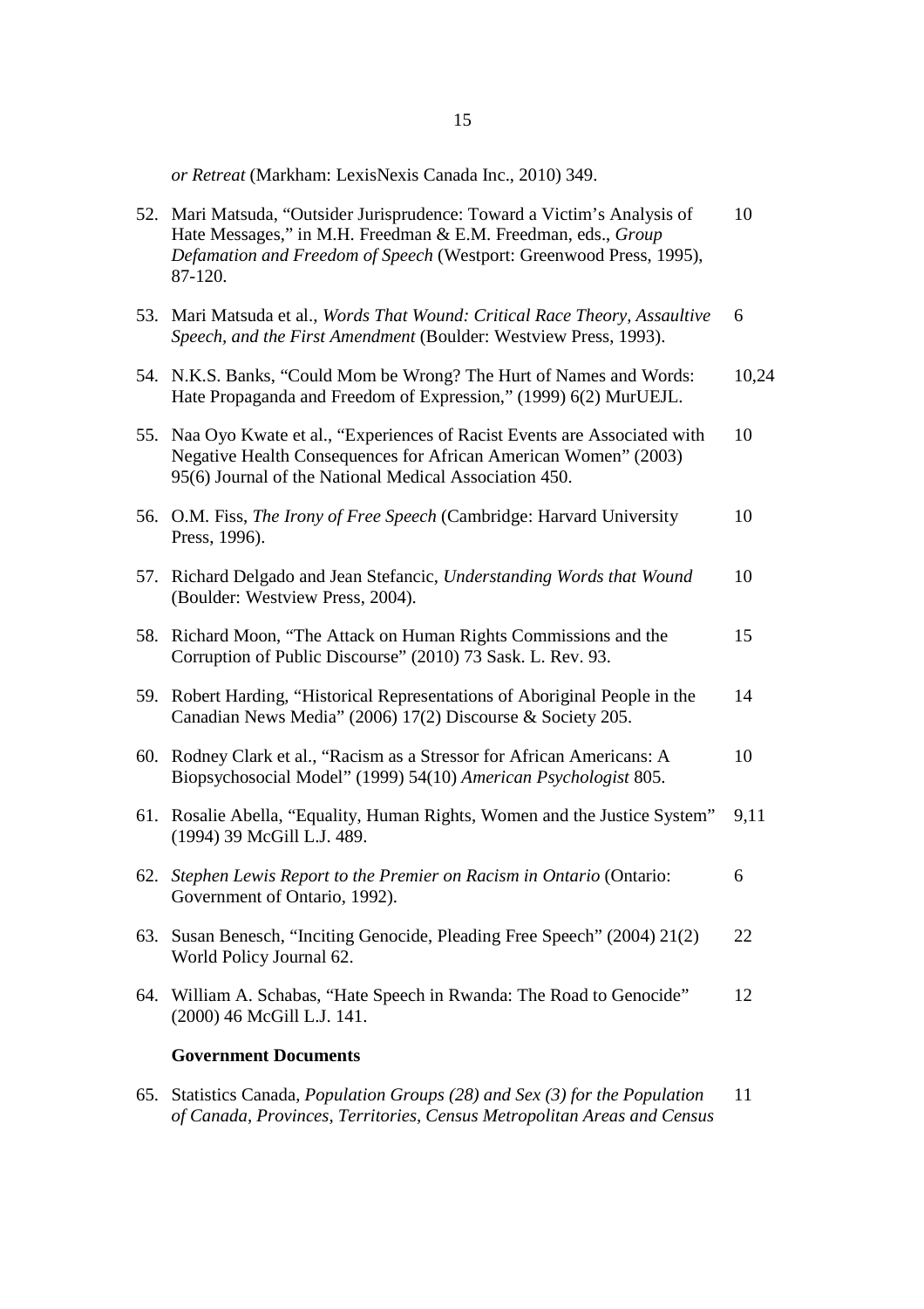*or Retreat* (Markham: LexisNexis Canada Inc., 2010) 349.

52. Mari Matsuda, "Outsider Jurisprudence: Toward a Victim's Analysis of Hate Messages," in M.H. Freedman & E.M. Freedman, eds., *Group Defamation and Freedom of Speech* (Westport: Greenwood Press, 1995), 87-120. 10

53. Mari Matsuda et al., *Words That Wound: Critical Race Theory, Assaultive Speech, and the First Amendment* (Boulder: Westview Press, 1993). 6

54. N.K.S. Banks, "Could Mom be Wrong? The Hurt of Names and Words: Hate Propaganda and Freedom of Expression," (1999) 6(2) MurUEJL. 10,24

55. Naa Oyo Kwate et al., "Experiences of Racist Events are Associated with Negative Health Consequences for African American Women" (2003) 95(6) Journal of the National Medical Association 450. 10

56. O.M. Fiss, *The Irony of Free Speech* (Cambridge: Harvard University Press, 1996). 10

57. Richard Delgado and Jean Stefancic, *Understanding Words that Wound* (Boulder: Westview Press, 2004). 10

58. Richard Moon, "The Attack on Human Rights Commissions and the Corruption of Public Discourse" (2010) 73 Sask. L. Rev. 93. 15

59. Robert Harding, "Historical Representations of Aboriginal People in the Canadian News Media" (2006) 17(2) Discourse & Society 205. 14

60. Rodney Clark et al., "Racism as a Stressor for African Americans: A Biopsychosocial Model" (1999) 54(10) *American Psychologist* 805. 10

61. Rosalie Abella, "Equality, Human Rights, Women and the Justice System" (1994) 39 McGill L.J. 489. 9,11

62. *Stephen Lewis Report to the Premier on Racism in Ontario* (Ontario: Government of Ontario, 1992). 6

63. Susan Benesch, "Inciting Genocide, Pleading Free Speech" (2004) 21(2) World Policy Journal 62. 22

64. William A. Schabas, "Hate Speech in Rwanda: The Road to Genocide" (2000) 46 McGill L.J. 141. 12

**Government Documents**

65. Statistics Canada, *Population Groups (28) and Sex (3) for the Population of Canada, Provinces, Territories, Census Metropolitan Areas and Census* 11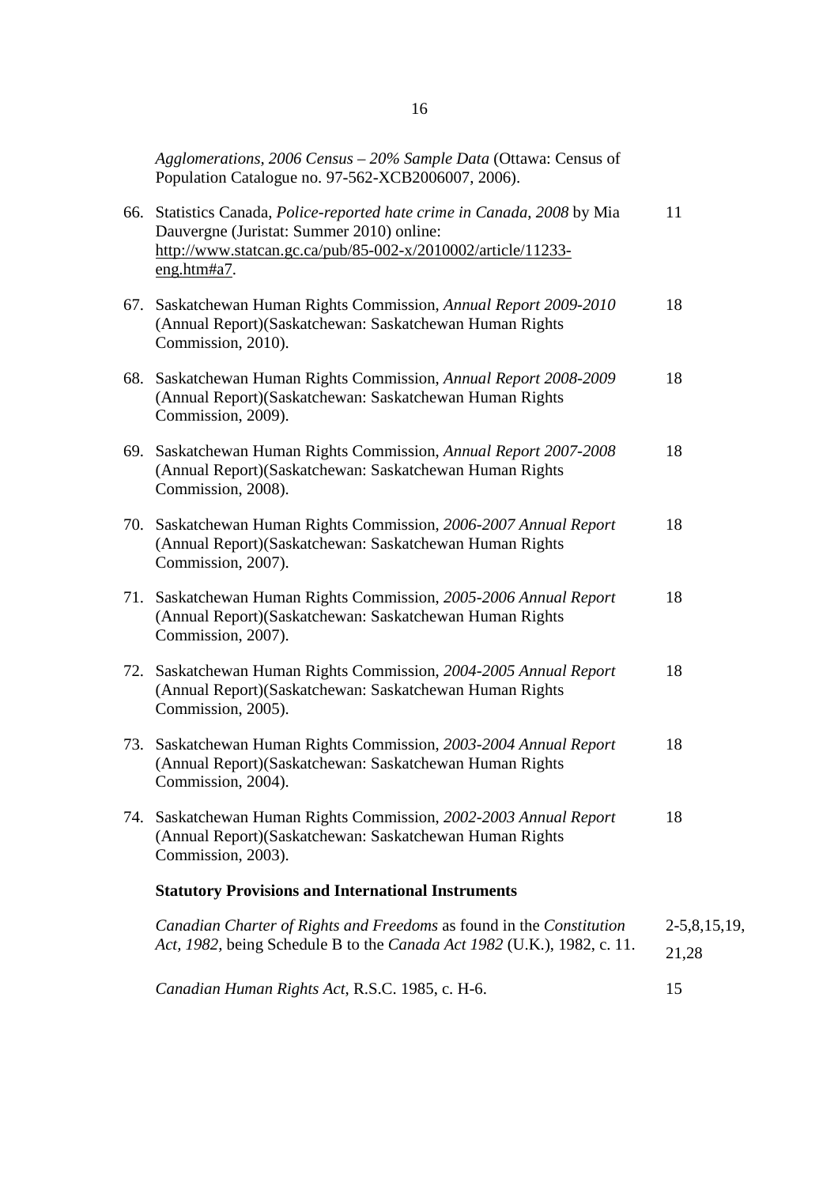*Agglomerations, 2006 Census – 20% Sample Data* (Ottawa: Census of Population Catalogue no. 97-562-XCB2006007, 2006).

| | | |
|---|---|---|
| 66. | Statistics Canada, *Police-reported hate crime in Canada, 2008* by Mia Dauvergne (Juristat: Summer 2010) online: http://www.statcan.gc.ca/pub/85-002-x/2010002/article/11233-eng.htm#a7. | 11 |
| 67. | Saskatchewan Human Rights Commission, *Annual Report 2009-2010* (Annual Report)(Saskatchewan: Saskatchewan Human Rights Commission, 2010). | 18 |
| 68. | Saskatchewan Human Rights Commission, *Annual Report 2008-2009* (Annual Report)(Saskatchewan: Saskatchewan Human Rights Commission, 2009). | 18 |
| 69. | Saskatchewan Human Rights Commission, *Annual Report 2007-2008* (Annual Report)(Saskatchewan: Saskatchewan Human Rights Commission, 2008). | 18 |
| 70. | Saskatchewan Human Rights Commission, *2006-2007 Annual Report* (Annual Report)(Saskatchewan: Saskatchewan Human Rights Commission, 2007). | 18 |
| 71. | Saskatchewan Human Rights Commission, *2005-2006 Annual Report* (Annual Report)(Saskatchewan: Saskatchewan Human Rights Commission, 2007). | 18 |
| 72. | Saskatchewan Human Rights Commission, *2004-2005 Annual Report* (Annual Report)(Saskatchewan: Saskatchewan Human Rights Commission, 2005). | 18 |
| 73. | Saskatchewan Human Rights Commission, *2003-2004 Annual Report* (Annual Report)(Saskatchewan: Saskatchewan Human Rights Commission, 2004). | 18 |
| 74. | Saskatchewan Human Rights Commission, *2002-2003 Annual Report* (Annual Report)(Saskatchewan: Saskatchewan Human Rights Commission, 2003). | 18 |

**Statutory Provisions and International Instruments**

| | |
|---|---|
| *Canadian Charter of Rights and Freedoms* as found in the *Constitution Act, 1982*, being Schedule B to the *Canada Act 1982* (U.K.), 1982, c. 11. | 2-5,8,15,19, 21,28 |
| *Canadian Human Rights Act*, R.S.C. 1985, c. H-6. | 15 |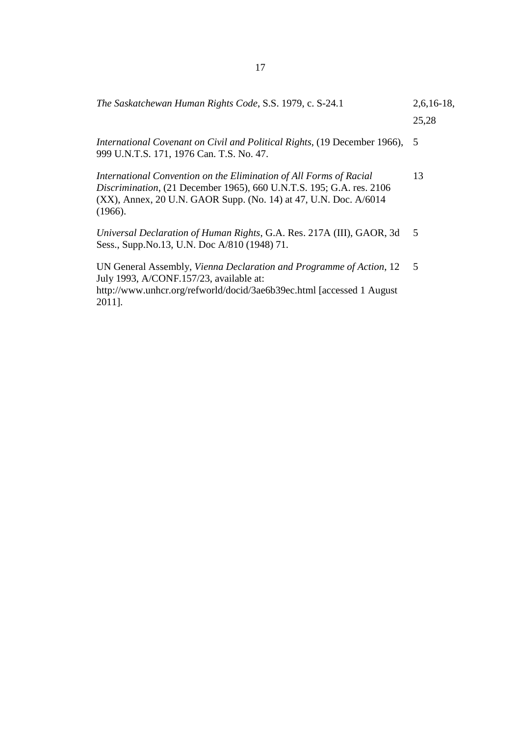| | |
|---|---|
| *The Saskatchewan Human Rights Code*, S.S. 1979, c. S-24.1 | 2,6,16-18, 25,28 |
| *International Covenant on Civil and Political Rights*, (19 December 1966), 999 U.N.T.S. 171, 1976 Can. T.S. No. 47. | 5 |
| *International Convention on the Elimination of All Forms of Racial Discrimination*, (21 December 1965), 660 U.N.T.S. 195; G.A. res. 2106 (XX), Annex, 20 U.N. GAOR Supp. (No. 14) at 47, U.N. Doc. A/6014 (1966). | 13 |
| *Universal Declaration of Human Rights*, G.A. Res. 217A (III), GAOR, 3d Sess., Supp.No.13, U.N. Doc A/810 (1948) 71. | 5 |
| UN General Assembly, *Vienna Declaration and Programme of Action*, 12 July 1993, A/CONF.157/23, available at: http://www.unhcr.org/refworld/docid/3ae6b39ec.html [accessed 1 August 2011]. | 5 |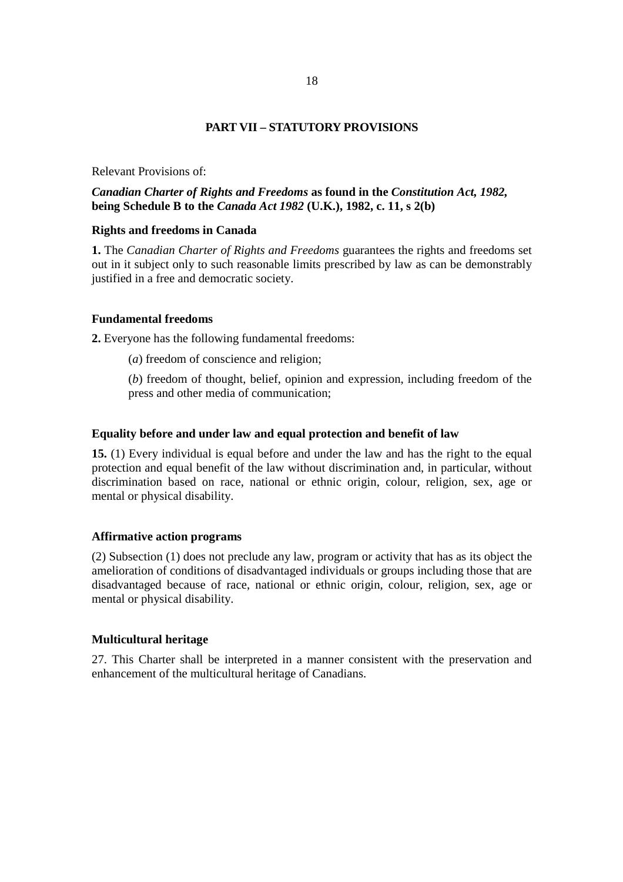## PART VII – STATUTORY PROVISIONS

Relevant Provisions of:

***Canadian Charter of Rights and Freedoms*** **as found in the** ***Constitution Act, 1982*****, being Schedule B to the** ***Canada Act 1982*** **(U.K.), 1982, c. 11, s 2(b)**

**Rights and freedoms in Canada**

**1.** The *Canadian Charter of Rights and Freedoms* guarantees the rights and freedoms set out in it subject only to such reasonable limits prescribed by law as can be demonstrably justified in a free and democratic society.

**Fundamental freedoms**

**2.** Everyone has the following fundamental freedoms:

(*a*) freedom of conscience and religion;

(*b*) freedom of thought, belief, opinion and expression, including freedom of the press and other media of communication;

**Equality before and under law and equal protection and benefit of law**

**15.** (1) Every individual is equal before and under the law and has the right to the equal protection and equal benefit of the law without discrimination and, in particular, without discrimination based on race, national or ethnic origin, colour, religion, sex, age or mental or physical disability.

**Affirmative action programs**

(2) Subsection (1) does not preclude any law, program or activity that has as its object the amelioration of conditions of disadvantaged individuals or groups including those that are disadvantaged because of race, national or ethnic origin, colour, religion, sex, age or mental or physical disability.

**Multicultural heritage**

27. This Charter shall be interpreted in a manner consistent with the preservation and enhancement of the multicultural heritage of Canadians.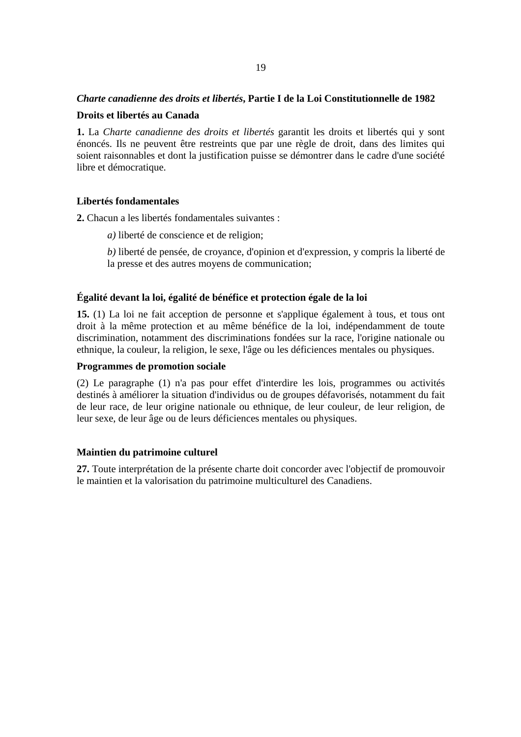***Charte canadienne des droits et libertés*, Partie I de la Loi Constitutionnelle de 1982**

**Droits et libertés au Canada**

**1.** La *Charte canadienne des droits et libertés* garantit les droits et libertés qui y sont énoncés. Ils ne peuvent être restreints que par une règle de droit, dans des limites qui soient raisonnables et dont la justification puisse se démontrer dans le cadre d'une société libre et démocratique.

**Libertés fondamentales**

**2.** Chacun a les libertés fondamentales suivantes :

> *a)* liberté de conscience et de religion;
>
> *b)* liberté de pensée, de croyance, d'opinion et d'expression, y compris la liberté de la presse et des autres moyens de communication;

**Égalité devant la loi, égalité de bénéfice et protection égale de la loi**

**15.** (1) La loi ne fait acception de personne et s'applique également à tous, et tous ont droit à la même protection et au même bénéfice de la loi, indépendamment de toute discrimination, notamment des discriminations fondées sur la race, l'origine nationale ou ethnique, la couleur, la religion, le sexe, l'âge ou les déficiences mentales ou physiques.

**Programmes de promotion sociale**

(2) Le paragraphe (1) n'a pas pour effet d'interdire les lois, programmes ou activités destinés à améliorer la situation d'individus ou de groupes défavorisés, notamment du fait de leur race, de leur origine nationale ou ethnique, de leur couleur, de leur religion, de leur sexe, de leur âge ou de leurs déficiences mentales ou physiques.

**Maintien du patrimoine culturel**

**27.** Toute interprétation de la présente charte doit concorder avec l'objectif de promouvoir le maintien et la valorisation du patrimoine multiculturel des Canadiens.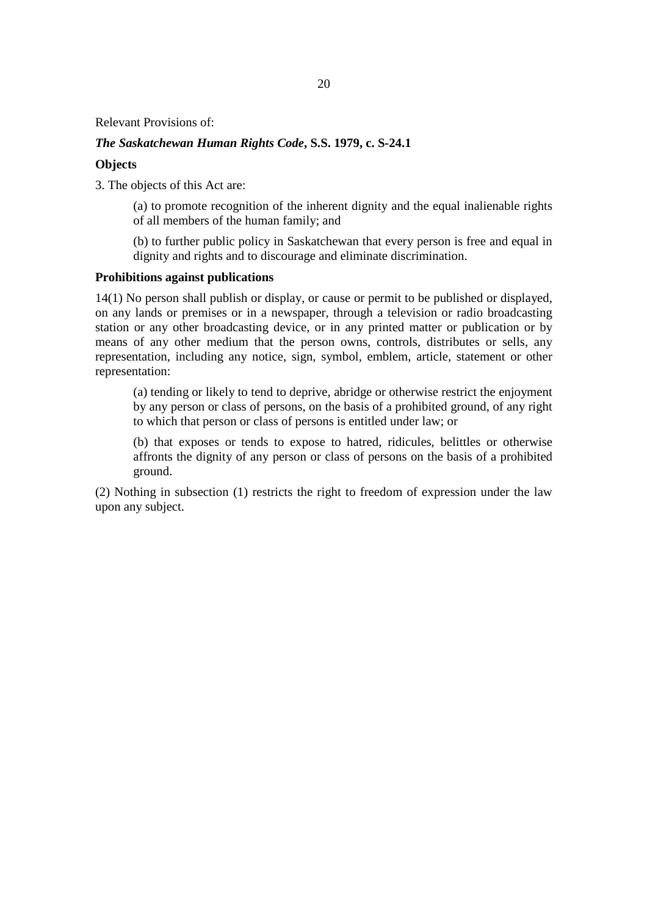Relevant Provisions of:

***The Saskatchewan Human Rights Code*, S.S. 1979, c. S-24.1**

**Objects**

3. The objects of this Act are:

> (a) to promote recognition of the inherent dignity and the equal inalienable rights of all members of the human family; and
>
> (b) to further public policy in Saskatchewan that every person is free and equal in dignity and rights and to discourage and eliminate discrimination.

**Prohibitions against publications**

14(1) No person shall publish or display, or cause or permit to be published or displayed, on any lands or premises or in a newspaper, through a television or radio broadcasting station or any other broadcasting device, or in any printed matter or publication or by means of any other medium that the person owns, controls, distributes or sells, any representation, including any notice, sign, symbol, emblem, article, statement or other representation:

> (a) tending or likely to tend to deprive, abridge or otherwise restrict the enjoyment by any person or class of persons, on the basis of a prohibited ground, of any right to which that person or class of persons is entitled under law; or
>
> (b) that exposes or tends to expose to hatred, ridicules, belittles or otherwise affronts the dignity of any person or class of persons on the basis of a prohibited ground.

(2) Nothing in subsection (1) restricts the right to freedom of expression under the law upon any subject.